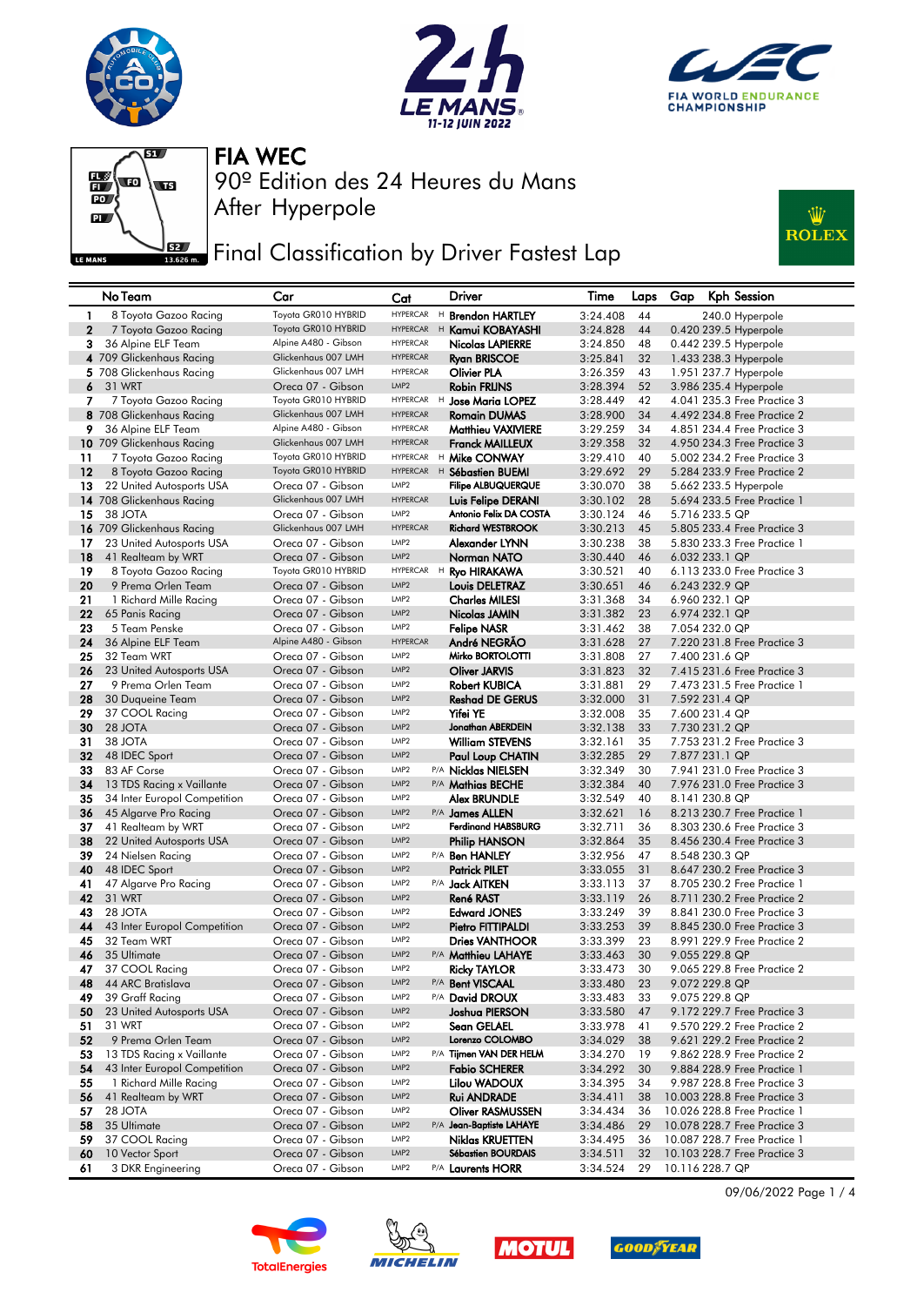# FIA WEC

90º Edition des 24 Heures du Mans

After Hyperpole

## Final Classification by Driver Fastest Lap

| | No Team | Car | Cat | | Driver | Time | Laps | Gap | Kph | Session |
|---|---|---|---|---|---|---|---|---|---|---|
| 1 | 8 Toyota Gazoo Racing | Toyota GR010 HYBRID | HYPERCAR | H | Brendon HARTLEY | 3:24.408 | 44 | | 240.0 | Hyperpole |
| 2 | 7 Toyota Gazoo Racing | Toyota GR010 HYBRID | HYPERCAR | H | Kamui KOBAYASHI | 3:24.828 | 44 | 0.420 | 239.5 | Hyperpole |
| 3 | 36 Alpine ELF Team | Alpine A480 - Gibson | HYPERCAR | | Nicolas LAPIERRE | 3:24.850 | 48 | 0.442 | 239.5 | Hyperpole |
| 4 | 709 Glickenhaus Racing | Glickenhaus 007 LMH | HYPERCAR | | Ryan BRISCOE | 3:25.841 | 32 | 1.433 | 238.3 | Hyperpole |
| 5 | 708 Glickenhaus Racing | Glickenhaus 007 LMH | HYPERCAR | | Olivier PLA | 3:26.359 | 43 | 1.951 | 237.7 | Hyperpole |
| 6 | 31 WRT | Oreca 07 - Gibson | LMP2 | | Robin FRIJNS | 3:28.394 | 52 | 3.986 | 235.4 | Hyperpole |
| 7 | 7 Toyota Gazoo Racing | Toyota GR010 HYBRID | HYPERCAR | H | Jose Maria LOPEZ | 3:28.449 | 42 | 4.041 | 235.3 | Free Practice 3 |
| 8 | 708 Glickenhaus Racing | Glickenhaus 007 LMH | HYPERCAR | | Romain DUMAS | 3:28.900 | 34 | 4.492 | 234.8 | Free Practice 2 |
| 9 | 36 Alpine ELF Team | Alpine A480 - Gibson | HYPERCAR | | Matthieu VAXIVIERE | 3:29.259 | 34 | 4.851 | 234.4 | Free Practice 3 |
| 10 | 709 Glickenhaus Racing | Glickenhaus 007 LMH | HYPERCAR | | Franck MAILLEUX | 3:29.358 | 32 | 4.950 | 234.3 | Free Practice 3 |
| 11 | 7 Toyota Gazoo Racing | Toyota GR010 HYBRID | HYPERCAR | H | Mike CONWAY | 3:29.410 | 40 | 5.002 | 234.2 | Free Practice 3 |
| 12 | 8 Toyota Gazoo Racing | Toyota GR010 HYBRID | HYPERCAR | H | Sébastien BUEMI | 3:29.692 | 29 | 5.284 | 233.9 | Free Practice 2 |
| 13 | 22 United Autosports USA | Oreca 07 - Gibson | LMP2 | | Filipe ALBUQUERQUE | 3:30.070 | 38 | 5.662 | 233.5 | Hyperpole |
| 14 | 708 Glickenhaus Racing | Glickenhaus 007 LMH | HYPERCAR | | Luis Felipe DERANI | 3:30.102 | 28 | 5.694 | 233.5 | Free Practice 1 |
| 15 | 38 JOTA | Oreca 07 - Gibson | LMP2 | | Antonio Felix DA COSTA | 3:30.124 | 46 | 5.716 | 233.5 | QP |
| 16 | 709 Glickenhaus Racing | Glickenhaus 007 LMH | HYPERCAR | | Richard WESTBROOK | 3:30.213 | 45 | 5.805 | 233.4 | Free Practice 3 |
| 17 | 23 United Autosports USA | Oreca 07 - Gibson | LMP2 | | Alexander LYNN | 3:30.238 | 38 | 5.830 | 233.3 | Free Practice 1 |
| 18 | 41 Realteam by WRT | Oreca 07 - Gibson | LMP2 | | Norman NATO | 3:30.440 | 46 | 6.032 | 233.1 | QP |
| 19 | 8 Toyota Gazoo Racing | Toyota GR010 HYBRID | HYPERCAR | H | Ryo HIRAKAWA | 3:30.521 | 40 | 6.113 | 233.0 | Free Practice 3 |
| 20 | 9 Prema Orlen Team | Oreca 07 - Gibson | LMP2 | | Louis DELETRAZ | 3:30.651 | 46 | 6.243 | 232.9 | QP |
| 21 | 1 Richard Mille Racing | Oreca 07 - Gibson | LMP2 | | Charles MILESI | 3:31.368 | 34 | 6.960 | 232.1 | QP |
| 22 | 65 Panis Racing | Oreca 07 - Gibson | LMP2 | | Nicolas JAMIN | 3:31.382 | 23 | 6.974 | 232.1 | QP |
| 23 | 5 Team Penske | Oreca 07 - Gibson | LMP2 | | Felipe NASR | 3:31.462 | 38 | 7.054 | 232.0 | QP |
| 24 | 36 Alpine ELF Team | Alpine A480 - Gibson | HYPERCAR | | André NEGRÃO | 3:31.628 | 27 | 7.220 | 231.8 | Free Practice 3 |
| 25 | 32 Team WRT | Oreca 07 - Gibson | LMP2 | | Mirko BORTOLOTTI | 3:31.808 | 27 | 7.400 | 231.6 | QP |
| 26 | 23 United Autosports USA | Oreca 07 - Gibson | LMP2 | | Oliver JARVIS | 3:31.823 | 32 | 7.415 | 231.6 | Free Practice 3 |
| 27 | 9 Prema Orlen Team | Oreca 07 - Gibson | LMP2 | | Robert KUBICA | 3:31.881 | 29 | 7.473 | 231.5 | Free Practice 1 |
| 28 | 30 Duqueine Team | Oreca 07 - Gibson | LMP2 | | Reshad DE GERUS | 3:32.000 | 31 | 7.592 | 231.4 | QP |
| 29 | 37 COOL Racing | Oreca 07 - Gibson | LMP2 | | Yifei YE | 3:32.008 | 35 | 7.600 | 231.4 | QP |
| 30 | 28 JOTA | Oreca 07 - Gibson | LMP2 | | Jonathan ABERDEIN | 3:32.138 | 33 | 7.730 | 231.2 | QP |
| 31 | 38 JOTA | Oreca 07 - Gibson | LMP2 | | William STEVENS | 3:32.161 | 35 | 7.753 | 231.2 | Free Practice 3 |
| 32 | 48 IDEC Sport | Oreca 07 - Gibson | LMP2 | | Paul Loup CHATIN | 3:32.285 | 29 | 7.877 | 231.1 | QP |
| 33 | 83 AF Corse | Oreca 07 - Gibson | LMP2 | P/A | Nicklas NIELSEN | 3:32.349 | 30 | 7.941 | 231.0 | Free Practice 3 |
| 34 | 13 TDS Racing x Vaillante | Oreca 07 - Gibson | LMP2 | P/A | Mathias BECHE | 3:32.384 | 40 | 7.976 | 231.0 | Free Practice 3 |
| 35 | 34 Inter Europol Competition | Oreca 07 - Gibson | LMP2 | | Alex BRUNDLE | 3:32.549 | 40 | 8.141 | 230.8 | QP |
| 36 | 45 Algarve Pro Racing | Oreca 07 - Gibson | LMP2 | P/A | James ALLEN | 3:32.621 | 16 | 8.213 | 230.7 | Free Practice 1 |
| 37 | 41 Realteam by WRT | Oreca 07 - Gibson | LMP2 | | Ferdinand HABSBURG | 3:32.711 | 36 | 8.303 | 230.6 | Free Practice 3 |
| 38 | 22 United Autosports USA | Oreca 07 - Gibson | LMP2 | | Philip HANSON | 3:32.864 | 35 | 8.456 | 230.4 | Free Practice 3 |
| 39 | 24 Nielsen Racing | Oreca 07 - Gibson | LMP2 | P/A | Ben HANLEY | 3:32.956 | 47 | 8.548 | 230.3 | QP |
| 40 | 48 IDEC Sport | Oreca 07 - Gibson | LMP2 | | Patrick PILET | 3:33.055 | 31 | 8.647 | 230.2 | Free Practice 3 |
| 41 | 47 Algarve Pro Racing | Oreca 07 - Gibson | LMP2 | P/A | Jack AITKEN | 3:33.113 | 37 | 8.705 | 230.2 | Free Practice 1 |
| 42 | 31 WRT | Oreca 07 - Gibson | LMP2 | | René RAST | 3:33.119 | 26 | 8.711 | 230.2 | Free Practice 2 |
| 43 | 28 JOTA | Oreca 07 - Gibson | LMP2 | | Edward JONES | 3:33.249 | 39 | 8.841 | 230.0 | Free Practice 3 |
| 44 | 43 Inter Europol Competition | Oreca 07 - Gibson | LMP2 | | Pietro FITTIPALDI | 3:33.253 | 39 | 8.845 | 230.0 | Free Practice 3 |
| 45 | 32 Team WRT | Oreca 07 - Gibson | LMP2 | | Dries VANTHOOR | 3:33.399 | 23 | 8.991 | 229.9 | Free Practice 2 |
| 46 | 35 Ultimate | Oreca 07 - Gibson | LMP2 | P/A | Matthieu LAHAYE | 3:33.463 | 30 | 9.055 | 229.8 | QP |
| 47 | 37 COOL Racing | Oreca 07 - Gibson | LMP2 | | Ricky TAYLOR | 3:33.473 | 30 | 9.065 | 229.8 | Free Practice 2 |
| 48 | 44 ARC Bratislava | Oreca 07 - Gibson | LMP2 | P/A | Bent VISCAAL | 3:33.480 | 23 | 9.072 | 229.8 | QP |
| 49 | 39 Graff Racing | Oreca 07 - Gibson | LMP2 | P/A | David DROUX | 3:33.483 | 33 | 9.075 | 229.8 | QP |
| 50 | 23 United Autosports USA | Oreca 07 - Gibson | LMP2 | | Joshua PIERSON | 3:33.580 | 47 | 9.172 | 229.7 | Free Practice 3 |
| 51 | 31 WRT | Oreca 07 - Gibson | LMP2 | | Sean GELAEL | 3:33.978 | 41 | 9.570 | 229.2 | Free Practice 2 |
| 52 | 9 Prema Orlen Team | Oreca 07 - Gibson | LMP2 | | Lorenzo COLOMBO | 3:34.029 | 38 | 9.621 | 229.2 | Free Practice 2 |
| 53 | 13 TDS Racing x Vaillante | Oreca 07 - Gibson | LMP2 | P/A | Tijmen VAN DER HELM | 3:34.270 | 19 | 9.862 | 228.9 | Free Practice 2 |
| 54 | 43 Inter Europol Competition | Oreca 07 - Gibson | LMP2 | | Fabio SCHERER | 3:34.292 | 30 | 9.884 | 228.9 | Free Practice 1 |
| 55 | 1 Richard Mille Racing | Oreca 07 - Gibson | LMP2 | | Lilou WADOUX | 3:34.395 | 34 | 9.987 | 228.8 | Free Practice 3 |
| 56 | 41 Realteam by WRT | Oreca 07 - Gibson | LMP2 | | Rui ANDRADE | 3:34.411 | 38 | 10.003 | 228.8 | Free Practice 3 |
| 57 | 28 JOTA | Oreca 07 - Gibson | LMP2 | | Oliver RASMUSSEN | 3:34.434 | 36 | 10.026 | 228.8 | Free Practice 1 |
| 58 | 35 Ultimate | Oreca 07 - Gibson | LMP2 | P/A | Jean-Baptiste LAHAYE | 3:34.486 | 29 | 10.078 | 228.7 | Free Practice 2 |
| 59 | 37 COOL Racing | Oreca 07 - Gibson | LMP2 | | Niklas KRUETTEN | 3:34.495 | 36 | 10.087 | 228.7 | Free Practice 1 |
| 60 | 10 Vector Sport | Oreca 07 - Gibson | LMP2 | | Sébastien BOURDAIS | 3:34.511 | 32 | 10.103 | 228.7 | Free Practice 3 |
| 61 | 3 DKR Engineering | Oreca 07 - Gibson | LMP2 | P/A | Laurents HORR | 3:34.524 | 29 | 10.116 | 228.7 | QP |

09/06/2022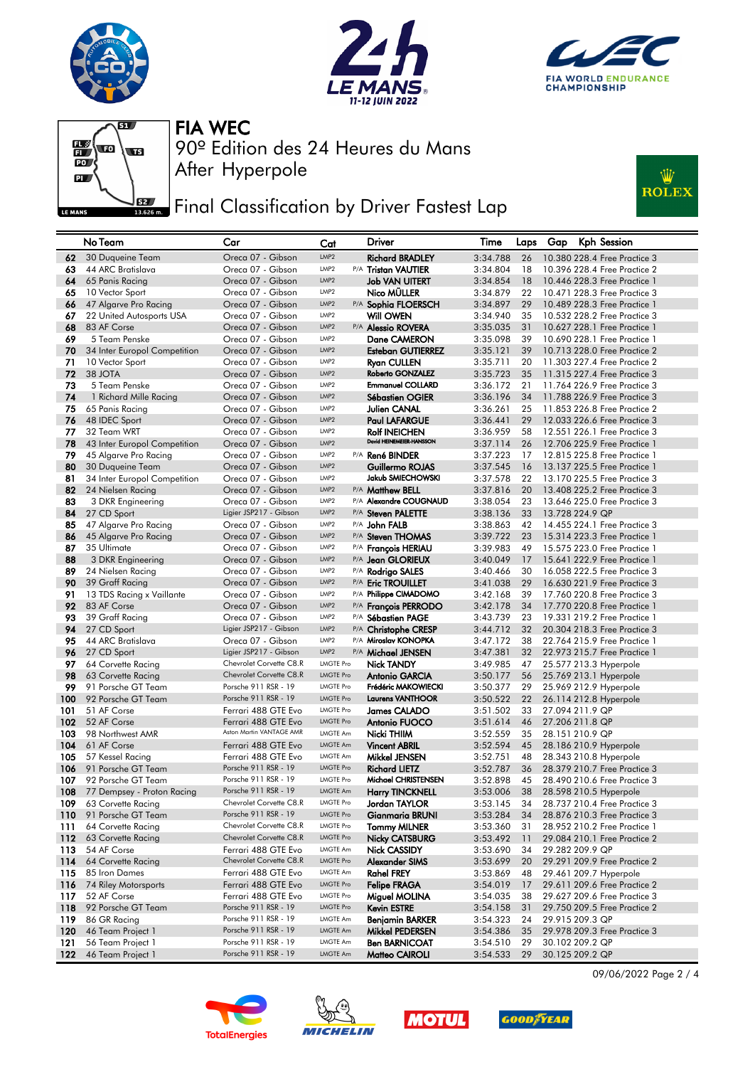# FIA WEC

90º Edition des 24 Heures du Mans

After Hyperpole

## Final Classification by Driver Fastest Lap

| | No Team | Car | Cat | | Driver | Time | Laps | Gap | Kph | Session |
|---|---|---|---|---|---|---|---|---|---|---|
| 62 | 30 Duqueine Team | Oreca 07 - Gibson | LMP2 | | Richard BRADLEY | 3:34.788 | 26 | 10.380 | 228.4 | Free Practice 3 |
| 63 | 44 ARC Bratislava | Oreca 07 - Gibson | LMP2 | P/A | Tristan VAUTIER | 3:34.804 | 18 | 10.396 | 228.4 | Free Practice 2 |
| 64 | 65 Panis Racing | Oreca 07 - Gibson | LMP2 | | Job VAN UITERT | 3:34.854 | 18 | 10.446 | 228.3 | Free Practice 1 |
| 65 | 10 Vector Sport | Oreca 07 - Gibson | LMP2 | | Nico MÜLLER | 3:34.879 | 22 | 10.471 | 228.3 | Free Practice 3 |
| 66 | 47 Algarve Pro Racing | Oreca 07 - Gibson | LMP2 | P/A | Sophia FLOERSCH | 3:34.897 | 29 | 10.489 | 228.3 | Free Practice 1 |
| 67 | 22 United Autosports USA | Oreca 07 - Gibson | LMP2 | | Will OWEN | 3:34.940 | 35 | 10.532 | 228.2 | Free Practice 3 |
| 68 | 83 AF Corse | Oreca 07 - Gibson | LMP2 | P/A | Alessio ROVERA | 3:35.035 | 31 | 10.627 | 228.1 | Free Practice 1 |
| 69 | 5 Team Penske | Oreca 07 - Gibson | LMP2 | | Dane CAMERON | 3:35.098 | 39 | 10.690 | 228.1 | Free Practice 1 |
| 70 | 34 Inter Europol Competition | Oreca 07 - Gibson | LMP2 | | Esteban GUTIERREZ | 3:35.121 | 39 | 10.713 | 228.0 | Free Practice 2 |
| 71 | 10 Vector Sport | Oreca 07 - Gibson | LMP2 | | Ryan CULLEN | 3:35.711 | 20 | 11.303 | 227.4 | Free Practice 2 |
| 72 | 38 JOTA | Oreca 07 - Gibson | LMP2 | | Roberto GONZALEZ | 3:35.723 | 35 | 11.315 | 227.4 | Free Practice 3 |
| 73 | 5 Team Penske | Oreca 07 - Gibson | LMP2 | | Emmanuel COLLARD | 3:36.172 | 21 | 11.764 | 226.9 | Free Practice 3 |
| 74 | 1 Richard Mille Racing | Oreca 07 - Gibson | LMP2 | | Sébastien OGIER | 3:36.196 | 34 | 11.788 | 226.9 | Free Practice 3 |
| 75 | 65 Panis Racing | Oreca 07 - Gibson | LMP2 | | Julien CANAL | 3:36.261 | 25 | 11.853 | 226.8 | Free Practice 2 |
| 76 | 48 IDEC Sport | Oreca 07 - Gibson | LMP2 | | Paul LAFARGUE | 3:36.441 | 29 | 12.033 | 226.6 | Free Practice 3 |
| 77 | 32 Team WRT | Oreca 07 - Gibson | LMP2 | | Rolf INEICHEN | 3:36.959 | 58 | 12.551 | 226.1 | Free Practice 3 |
| 78 | 43 Inter Europol Competition | Oreca 07 - Gibson | LMP2 | | David HEINEMEIER-HANSSON | 3:37.114 | 26 | 12.706 | 225.9 | Free Practice 1 |
| 79 | 45 Algarve Pro Racing | Oreca 07 - Gibson | LMP2 | P/A | René BINDER | 3:37.223 | 17 | 12.815 | 225.8 | Free Practice 1 |
| 80 | 30 Duqueine Team | Oreca 07 - Gibson | LMP2 | | Guillermo ROJAS | 3:37.545 | 16 | 13.137 | 225.5 | Free Practice 1 |
| 81 | 34 Inter Europol Competition | Oreca 07 - Gibson | LMP2 | | Jakub SMIECHOWSKI | 3:37.578 | 22 | 13.170 | 225.5 | Free Practice 3 |
| 82 | 24 Nielsen Racing | Oreca 07 - Gibson | LMP2 | P/A | Matthew BELL | 3:37.816 | 20 | 13.408 | 225.2 | Free Practice 3 |
| 83 | 3 DKR Engineering | Oreca 07 - Gibson | LMP2 | P/A | Alexandre COUGNAUD | 3:38.054 | 23 | 13.646 | 225.0 | Free Practice 3 |
| 84 | 27 CD Sport | Ligier JSP217 - Gibson | LMP2 | P/A | Steven PALETTE | 3:38.136 | 33 | 13.728 | 224.9 | QP |
| 85 | 47 Algarve Pro Racing | Oreca 07 - Gibson | LMP2 | P/A | John FALB | 3:38.863 | 42 | 14.455 | 224.1 | Free Practice 3 |
| 86 | 45 Algarve Pro Racing | Oreca 07 - Gibson | LMP2 | P/A | Steven THOMAS | 3:39.722 | 23 | 15.314 | 223.3 | Free Practice 1 |
| 87 | 35 Ultimate | Oreca 07 - Gibson | LMP2 | P/A | François HERIAU | 3:39.983 | 49 | 15.575 | 223.0 | Free Practice 1 |
| 88 | 3 DKR Engineering | Oreca 07 - Gibson | LMP2 | P/A | Jean GLORIEUX | 3:40.049 | 17 | 15.641 | 222.9 | Free Practice 1 |
| 89 | 24 Nielsen Racing | Oreca 07 - Gibson | LMP2 | P/A | Rodrigo SALES | 3:40.466 | 30 | 16.058 | 222.5 | Free Practice 3 |
| 90 | 39 Graff Racing | Oreca 07 - Gibson | LMP2 | P/A | Eric TROUILLET | 3:41.038 | 29 | 16.630 | 221.9 | Free Practice 3 |
| 91 | 13 TDS Racing x Vaillante | Oreca 07 - Gibson | LMP2 | P/A | Philippe CIMADOMO | 3:42.168 | 39 | 17.760 | 220.8 | Free Practice 3 |
| 92 | 83 AF Corse | Oreca 07 - Gibson | LMP2 | P/A | François PERRODO | 3:42.178 | 34 | 17.770 | 220.8 | Free Practice 1 |
| 93 | 39 Graff Racing | Oreca 07 - Gibson | LMP2 | P/A | Sébastien PAGE | 3:43.739 | 23 | 19.331 | 219.2 | Free Practice 1 |
| 94 | 27 CD Sport | Ligier JSP217 - Gibson | LMP2 | P/A | Christophe CRESP | 3:44.712 | 32 | 20.304 | 218.3 | Free Practice 3 |
| 95 | 44 ARC Bratislava | Oreca 07 - Gibson | LMP2 | P/A | Miroslav KONOPKA | 3:47.172 | 38 | 22.764 | 215.9 | Free Practice 3 |
| 96 | 27 CD Sport | Ligier JSP217 - Gibson | LMP2 | P/A | Michael JENSEN | 3:47.381 | 32 | 22.973 | 215.7 | Free Practice 1 |
| 97 | 64 Corvette Racing | Chevrolet Corvette C8.R | LMGTE Pro | | Nick TANDY | 3:49.985 | 47 | 25.577 | 213.3 | Hyperpole |
| 98 | 63 Corvette Racing | Chevrolet Corvette C8.R | LMGTE Pro | | Antonio GARCIA | 3:50.177 | 56 | 25.769 | 213.1 | Hyperpole |
| 99 | 91 Porsche GT Team | Porsche 911 RSR - 19 | LMGTE Pro | | Frédéric MAKOWIECKI | 3:50.377 | 29 | 25.969 | 212.9 | Hyperpole |
| 100 | 92 Porsche GT Team | Porsche 911 RSR - 19 | LMGTE Pro | | Laurens VANTHOOR | 3:50.522 | 22 | 26.114 | 212.8 | Hyperpole |
| 101 | 51 AF Corse | Ferrari 488 GTE Evo | LMGTE Pro | | James CALADO | 3:51.502 | 33 | 27.094 | 211.9 | QP |
| 102 | 52 AF Corse | Ferrari 488 GTE Evo | LMGTE Pro | | Antonio FUOCO | 3:51.614 | 46 | 27.206 | 211.8 | QP |
| 103 | 98 Northwest AMR | Aston Martin VANTAGE AMR | LMGTE Am | | Nicki THIIM | 3:52.559 | 35 | 28.151 | 210.9 | QP |
| 104 | 61 AF Corse | Ferrari 488 GTE Evo | LMGTE Am | | Vincent ABRIL | 3:52.594 | 45 | 28.186 | 210.9 | Hyperpole |
| 105 | 57 Kessel Racing | Ferrari 488 GTE Evo | LMGTE Am | | Mikkel JENSEN | 3:52.751 | 48 | 28.343 | 210.8 | Hyperpole |
| 106 | 91 Porsche GT Team | Porsche 911 RSR - 19 | LMGTE Pro | | Richard LIETZ | 3:52.787 | 36 | 28.379 | 210.7 | Free Practice 3 |
| 107 | 92 Porsche GT Team | Porsche 911 RSR - 19 | LMGTE Pro | | Michael CHRISTENSEN | 3:52.898 | 45 | 28.490 | 210.6 | Free Practice 3 |
| 108 | 77 Dempsey - Proton Racing | Porsche 911 RSR - 19 | LMGTE Am | | Harry TINCKNELL | 3:53.006 | 38 | 28.598 | 210.5 | Hyperpole |
| 109 | 63 Corvette Racing | Chevrolet Corvette C8.R | LMGTE Pro | | Jordan TAYLOR | 3:53.145 | 34 | 28.737 | 210.4 | Free Practice 3 |
| 110 | 91 Porsche GT Team | Porsche 911 RSR - 19 | LMGTE Pro | | Gianmaria BRUNI | 3:53.284 | 34 | 28.876 | 210.3 | Free Practice 3 |
| 111 | 64 Corvette Racing | Chevrolet Corvette C8.R | LMGTE Pro | | Tommy MILNER | 3:53.360 | 31 | 28.952 | 210.2 | Free Practice 1 |
| 112 | 63 Corvette Racing | Chevrolet Corvette C8.R | LMGTE Pro | | Nicky CATSBURG | 3:53.492 | 11 | 29.084 | 210.1 | Free Practice 2 |
| 113 | 54 AF Corse | Ferrari 488 GTE Evo | LMGTE Am | | Nick CASSIDY | 3:53.690 | 34 | 29.282 | 209.9 | QP |
| 114 | 64 Corvette Racing | Chevrolet Corvette C8.R | LMGTE Pro | | Alexander SIMS | 3:53.699 | 20 | 29.291 | 209.9 | Free Practice 2 |
| 115 | 85 Iron Dames | Ferrari 488 GTE Evo | LMGTE Am | | Rahel FREY | 3:53.869 | 48 | 29.461 | 209.7 | Hyperpole |
| 116 | 74 Riley Motorsports | Ferrari 488 GTE Evo | LMGTE Pro | | Felipe FRAGA | 3:54.019 | 17 | 29.611 | 209.6 | Free Practice 2 |
| 117 | 52 AF Corse | Ferrari 488 GTE Evo | LMGTE Pro | | Miguel MOLINA | 3:54.035 | 38 | 29.627 | 209.6 | Free Practice 3 |
| 118 | 92 Porsche GT Team | Porsche 911 RSR - 19 | LMGTE Pro | | Kevin ESTRE | 3:54.158 | 31 | 29.750 | 209.5 | Free Practice 2 |
| 119 | 86 GR Racing | Porsche 911 RSR - 19 | LMGTE Am | | Benjamin BARKER | 3:54.323 | 24 | 29.915 | 209.3 | QP |
| 120 | 46 Team Project 1 | Porsche 911 RSR - 19 | LMGTE Am | | Mikkel PEDERSEN | 3:54.386 | 35 | 29.978 | 209.3 | Free Practice 3 |
| 121 | 56 Team Project 1 | Porsche 911 RSR - 19 | LMGTE Am | | Ben BARNICOAT | 3:54.510 | 29 | 30.102 | 209.2 | QP |
| 122 | 46 Team Project 1 | Porsche 911 RSR - 19 | LMGTE Am | | Matteo CAIROLI | 3:54.533 | 29 | 30.125 | 209.2 | QP |

09/06/2022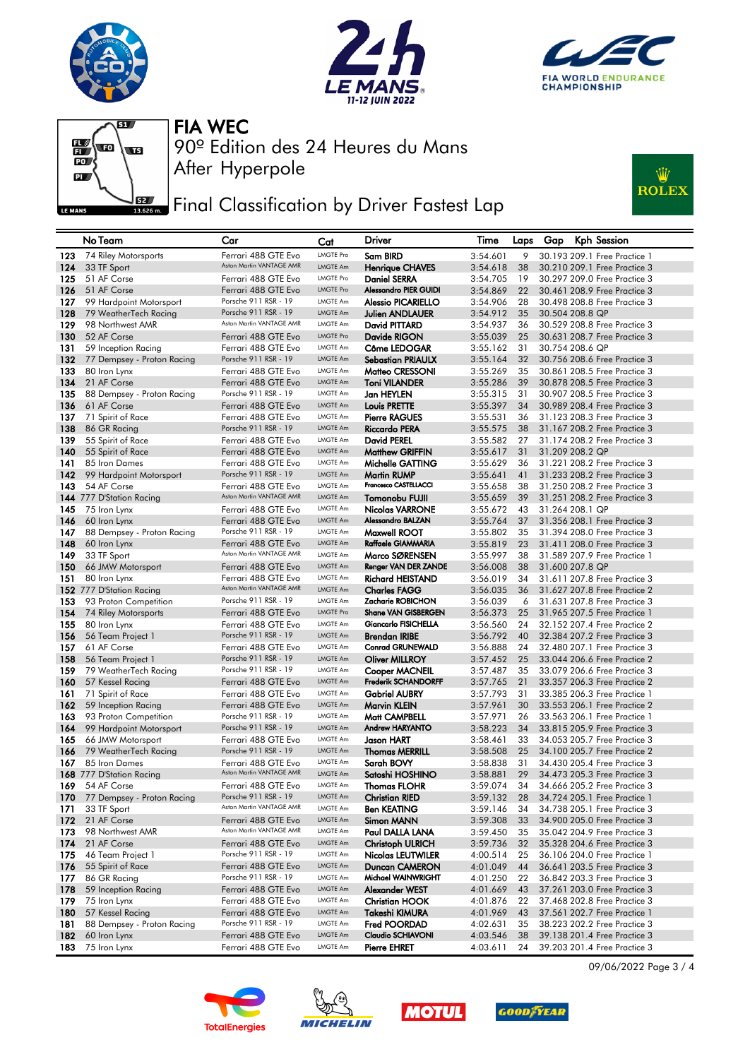# FIA WEC

90º Edition des 24 Heures du Mans

After Hyperpole

## Final Classification by Driver Fastest Lap

| | No Team | Car | Cat | Driver | Time | Laps | Gap | Kph | Session |
|---|---|---|---|---|---|---|---|---|---|
| 123 | 74 Riley Motorsports | Ferrari 488 GTE Evo | LMGTE Pro | Sam BIRD | 3:54.601 | 9 | 30.193 | 209.1 | Free Practice 1 |
| 124 | 33 TF Sport | Aston Martin VANTAGE AMR | LMGTE Am | Henrique CHAVES | 3:54.618 | 38 | 30.210 | 209.1 | Free Practice 3 |
| 125 | 51 AF Corse | Ferrari 488 GTE Evo | LMGTE Pro | Daniel SERRA | 3:54.705 | 19 | 30.297 | 209.0 | Free Practice 3 |
| 126 | 51 AF Corse | Ferrari 488 GTE Evo | LMGTE Pro | Alessandro PIER GUIDI | 3:54.869 | 22 | 30.461 | 208.9 | Free Practice 3 |
| 127 | 99 Hardpoint Motorsport | Porsche 911 RSR - 19 | LMGTE Am | Alessio PICARIELLO | 3:54.906 | 28 | 30.498 | 208.8 | Free Practice 3 |
| 128 | 79 WeatherTech Racing | Porsche 911 RSR - 19 | LMGTE Am | Julien ANDLAUER | 3:54.912 | 35 | 30.504 | 208.8 | QP |
| 129 | 98 Northwest AMR | Aston Martin VANTAGE AMR | LMGTE Am | David PITTARD | 3:54.937 | 36 | 30.529 | 208.8 | Free Practice 3 |
| 130 | 52 AF Corse | Ferrari 488 GTE Evo | LMGTE Pro | Davide RIGON | 3:55.039 | 25 | 30.631 | 208.7 | Free Practice 3 |
| 131 | 59 Inception Racing | Ferrari 488 GTE Evo | LMGTE Am | Côme LEDOGAR | 3:55.162 | 31 | 30.754 | 208.6 | QP |
| 132 | 77 Dempsey - Proton Racing | Porsche 911 RSR - 19 | LMGTE Am | Sebastian PRIAULX | 3:55.164 | 32 | 30.756 | 208.6 | Free Practice 3 |
| 133 | 80 Iron Lynx | Ferrari 488 GTE Evo | LMGTE Am | Matteo CRESSONI | 3:55.269 | 35 | 30.861 | 208.5 | Free Practice 3 |
| 134 | 21 AF Corse | Ferrari 488 GTE Evo | LMGTE Am | Toni VILANDER | 3:55.286 | 39 | 30.878 | 208.5 | Free Practice 3 |
| 135 | 88 Dempsey - Proton Racing | Porsche 911 RSR - 19 | LMGTE Am | Jan HEYLEN | 3:55.315 | 31 | 30.907 | 208.5 | Free Practice 3 |
| 136 | 61 AF Corse | Ferrari 488 GTE Evo | LMGTE Am | Louis PRETTE | 3:55.397 | 34 | 30.989 | 208.4 | Free Practice 3 |
| 137 | 71 Spirit of Race | Ferrari 488 GTE Evo | LMGTE Am | Pierre RAGUES | 3:55.531 | 36 | 31.123 | 208.3 | Free Practice 3 |
| 138 | 86 GR Racing | Porsche 911 RSR - 19 | LMGTE Am | Riccardo PERA | 3:55.575 | 38 | 31.167 | 208.2 | Free Practice 3 |
| 139 | 55 Spirit of Race | Ferrari 488 GTE Evo | LMGTE Am | David PEREL | 3:55.582 | 27 | 31.174 | 208.2 | Free Practice 3 |
| 140 | 55 Spirit of Race | Ferrari 488 GTE Evo | LMGTE Am | Matthew GRIFFIN | 3:55.617 | 31 | 31.209 | 208.2 | QP |
| 141 | 85 Iron Dames | Ferrari 488 GTE Evo | LMGTE Am | Michelle GATTING | 3:55.629 | 36 | 31.221 | 208.2 | Free Practice 3 |
| 142 | 99 Hardpoint Motorsport | Porsche 911 RSR - 19 | LMGTE Am | Martin RUMP | 3:55.641 | 41 | 31.233 | 208.2 | Free Practice 3 |
| 143 | 54 AF Corse | Ferrari 488 GTE Evo | LMGTE Am | Francesco CASTELLACCI | 3:55.658 | 38 | 31.250 | 208.2 | Free Practice 3 |
| 144 | 777 D'Station Racing | Aston Martin VANTAGE AMR | LMGTE Am | Tomonobu FUJII | 3:55.659 | 39 | 31.251 | 208.2 | Free Practice 3 |
| 145 | 75 Iron Lynx | Ferrari 488 GTE Evo | LMGTE Am | Nicolas VARRONE | 3:55.672 | 43 | 31.264 | 208.1 | QP |
| 146 | 60 Iron Lynx | Ferrari 488 GTE Evo | LMGTE Am | Alessandro BALZAN | 3:55.764 | 37 | 31.356 | 208.1 | Free Practice 3 |
| 147 | 88 Dempsey - Proton Racing | Porsche 911 RSR - 19 | LMGTE Am | Maxwell ROOT | 3:55.802 | 35 | 31.394 | 208.0 | Free Practice 3 |
| 148 | 60 Iron Lynx | Ferrari 488 GTE Evo | LMGTE Am | Raffaele GIAMMARIA | 3:55.819 | 23 | 31.411 | 208.0 | Free Practice 3 |
| 149 | 33 TF Sport | Aston Martin VANTAGE AMR | LMGTE Am | Marco SØRENSEN | 3:55.997 | 38 | 31.589 | 207.9 | Free Practice 1 |
| 150 | 66 JMW Motorsport | Ferrari 488 GTE Evo | LMGTE Am | Renger VAN DER ZANDE | 3:56.008 | 38 | 31.600 | 207.8 | QP |
| 151 | 80 Iron Lynx | Ferrari 488 GTE Evo | LMGTE Am | Richard HEISTAND | 3:56.019 | 34 | 31.611 | 207.8 | Free Practice 3 |
| 152 | 777 D'Station Racing | Aston Martin VANTAGE AMR | LMGTE Am | Charles FAGG | 3:56.035 | 36 | 31.627 | 207.8 | Free Practice 2 |
| 153 | 93 Proton Competition | Porsche 911 RSR - 19 | LMGTE Am | Zacharie ROBICHON | 3:56.039 | 6 | 31.631 | 207.8 | Free Practice 3 |
| 154 | 74 Riley Motorsports | Ferrari 488 GTE Evo | LMGTE Pro | Shane VAN GISBERGEN | 3:56.373 | 25 | 31.965 | 207.5 | Free Practice 1 |
| 155 | 80 Iron Lynx | Ferrari 488 GTE Evo | LMGTE Am | Giancarlo FISICHELLA | 3:56.560 | 24 | 32.152 | 207.4 | Free Practice 2 |
| 156 | 56 Team Project 1 | Porsche 911 RSR - 19 | LMGTE Am | Brendan IRIBE | 3:56.792 | 40 | 32.384 | 207.2 | Free Practice 3 |
| 157 | 61 AF Corse | Ferrari 488 GTE Evo | LMGTE Am | Conrad GRUNEWALD | 3:56.888 | 24 | 32.480 | 207.1 | Free Practice 3 |
| 158 | 56 Team Project 1 | Porsche 911 RSR - 19 | LMGTE Am | Oliver MILLROY | 3:57.452 | 25 | 33.044 | 206.6 | Free Practice 2 |
| 159 | 79 WeatherTech Racing | Porsche 911 RSR - 19 | LMGTE Am | Cooper MACNEIL | 3:57.487 | 35 | 33.079 | 206.6 | Free Practice 3 |
| 160 | 57 Kessel Racing | Ferrari 488 GTE Evo | LMGTE Am | Frederik SCHANDORFF | 3:57.765 | 21 | 33.357 | 206.3 | Free Practice 2 |
| 161 | 71 Spirit of Race | Ferrari 488 GTE Evo | LMGTE Am | Gabriel AUBRY | 3:57.793 | 31 | 33.385 | 206.3 | Free Practice 1 |
| 162 | 59 Inception Racing | Ferrari 488 GTE Evo | LMGTE Am | Marvin KLEIN | 3:57.961 | 30 | 33.553 | 206.1 | Free Practice 2 |
| 163 | 93 Proton Competition | Porsche 911 RSR - 19 | LMGTE Am | Matt CAMPBELL | 3:57.971 | 26 | 33.563 | 206.1 | Free Practice 1 |
| 164 | 99 Hardpoint Motorsport | Porsche 911 RSR - 19 | LMGTE Am | Andrew HARYANTO | 3:58.223 | 34 | 33.815 | 205.9 | Free Practice 3 |
| 165 | 66 JMW Motorsport | Ferrari 488 GTE Evo | LMGTE Am | Jason HART | 3:58.461 | 33 | 34.053 | 205.7 | Free Practice 3 |
| 166 | 79 WeatherTech Racing | Porsche 911 RSR - 19 | LMGTE Am | Thomas MERRILL | 3:58.508 | 25 | 34.100 | 205.7 | Free Practice 2 |
| 167 | 85 Iron Dames | Ferrari 488 GTE Evo | LMGTE Am | Sarah BOVY | 3:58.838 | 31 | 34.430 | 205.4 | Free Practice 3 |
| 168 | 777 D'Station Racing | Aston Martin VANTAGE AMR | LMGTE Am | Satoshi HOSHINO | 3:58.881 | 29 | 34.473 | 205.3 | Free Practice 3 |
| 169 | 54 AF Corse | Ferrari 488 GTE Evo | LMGTE Am | Thomas FLOHR | 3:59.074 | 34 | 34.666 | 205.2 | Free Practice 3 |
| 170 | 77 Dempsey - Proton Racing | Porsche 911 RSR - 19 | LMGTE Am | Christian RIED | 3:59.132 | 28 | 34.724 | 205.1 | Free Practice 1 |
| 171 | 33 TF Sport | Aston Martin VANTAGE AMR | LMGTE Am | Ben KEATING | 3:59.146 | 34 | 34.738 | 205.1 | Free Practice 3 |
| 172 | 21 AF Corse | Ferrari 488 GTE Evo | LMGTE Am | Simon MANN | 3:59.308 | 33 | 34.900 | 205.0 | Free Practice 3 |
| 173 | 98 Northwest AMR | Aston Martin VANTAGE AMR | LMGTE Am | Paul DALLA LANA | 3:59.450 | 35 | 35.042 | 204.9 | Free Practice 3 |
| 174 | 21 AF Corse | Ferrari 488 GTE Evo | LMGTE Am | Christoph ULRICH | 3:59.736 | 32 | 35.328 | 204.6 | Free Practice 3 |
| 175 | 46 Team Project 1 | Porsche 911 RSR - 19 | LMGTE Am | Nicolas LEUTWILER | 4:00.514 | 25 | 36.106 | 204.0 | Free Practice 1 |
| 176 | 55 Spirit of Race | Ferrari 488 GTE Evo | LMGTE Am | Duncan CAMERON | 4:01.049 | 44 | 36.641 | 203.5 | Free Practice 3 |
| 177 | 86 GR Racing | Porsche 911 RSR - 19 | LMGTE Am | Michael WAINWRIGHT | 4:01.250 | 22 | 36.842 | 203.3 | Free Practice 3 |
| 178 | 59 Inception Racing | Ferrari 488 GTE Evo | LMGTE Am | Alexander WEST | 4:01.669 | 43 | 37.261 | 203.0 | Free Practice 3 |
| 179 | 75 Iron Lynx | Ferrari 488 GTE Evo | LMGTE Am | Christian HOOK | 4:01.876 | 22 | 37.468 | 202.8 | Free Practice 3 |
| 180 | 57 Kessel Racing | Ferrari 488 GTE Evo | LMGTE Am | Takeshi KIMURA | 4:01.969 | 43 | 37.561 | 202.7 | Free Practice 1 |
| 181 | 88 Dempsey - Proton Racing | Porsche 911 RSR - 19 | LMGTE Am | Fred POORDAD | 4:02.631 | 35 | 38.223 | 202.2 | Free Practice 3 |
| 182 | 60 Iron Lynx | Ferrari 488 GTE Evo | LMGTE Am | Claudio SCHIAVONI | 4:03.546 | 38 | 39.138 | 201.4 | Free Practice 3 |
| 183 | 75 Iron Lynx | Ferrari 488 GTE Evo | LMGTE Am | Pierre EHRET | 4:03.611 | 24 | 39.203 | 201.4 | Free Practice 3 |

09/06/2022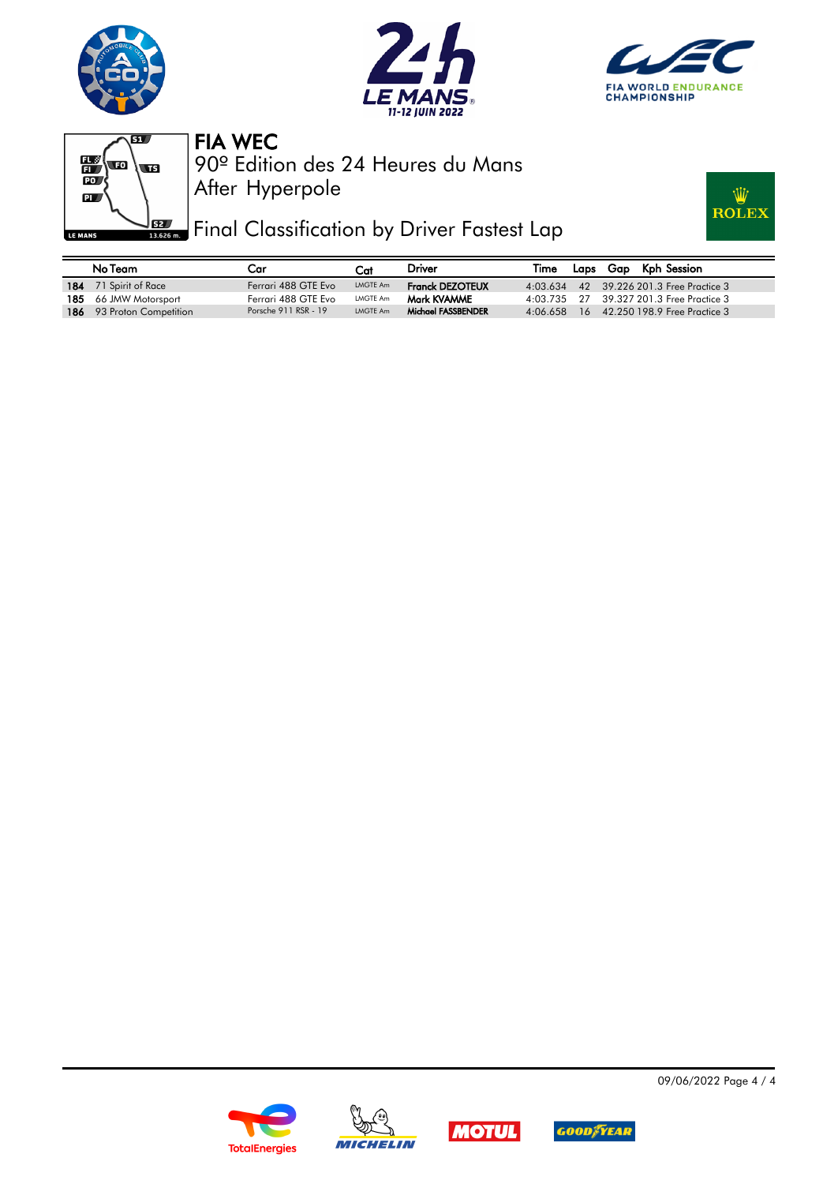# FIA WEC

90º Edition des 24 Heures du Mans

After Hyperpole

## Final Classification by Driver Fastest Lap

| | No | Team | Car | Cat | Driver | Time | Laps | Gap | Kph | Session |
|---|---|---|---|---|---|---|---|---|---|---|
| **184** | 71 | Spirit of Race | Ferrari 488 GTE Evo | LMGTE Am | **Franck DEZOTEUX** | 4:03.634 | 42 | 39.226 | 201.3 | Free Practice 3 |
| **185** | 66 | JMW Motorsport | Ferrari 488 GTE Evo | LMGTE Am | **Mark KVAMME** | 4:03.735 | 27 | 39.327 | 201.3 | Free Practice 3 |
| **186** | 93 | Proton Competition | Porsche 911 RSR - 19 | LMGTE Am | **Michael FASSBENDER** | 4:06.658 | 16 | 42.250 | 198.9 | Free Practice 3 |

09/06/2022